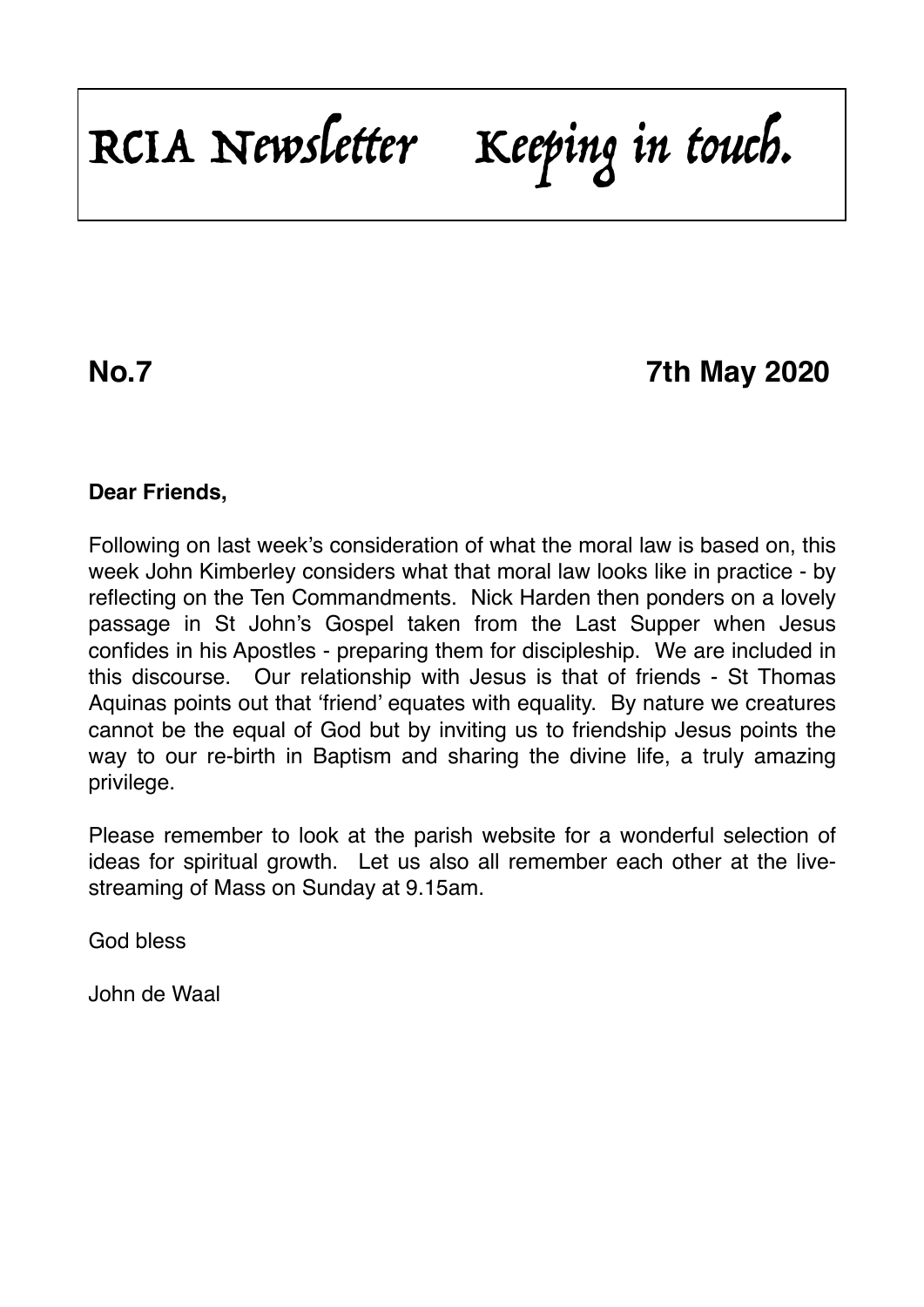# RCIA Newsletter    Keeping in touch.

**No.7** **7th May 2020**

**Dear Friends,**

Following on last week's consideration of what the moral law is based on, this week John Kimberley considers what that moral law looks like in practice - by reflecting on the Ten Commandments. Nick Harden then ponders on a lovely passage in St John's Gospel taken from the Last Supper when Jesus confides in his Apostles - preparing them for discipleship. We are included in this discourse. Our relationship with Jesus is that of friends - St Thomas Aquinas points out that 'friend' equates with equality. By nature we creatures cannot be the equal of God but by inviting us to friendship Jesus points the way to our re-birth in Baptism and sharing the divine life, a truly amazing privilege.

Please remember to look at the parish website for a wonderful selection of ideas for spiritual growth. Let us also all remember each other at the live-streaming of Mass on Sunday at 9.15am.

God bless

John de Waal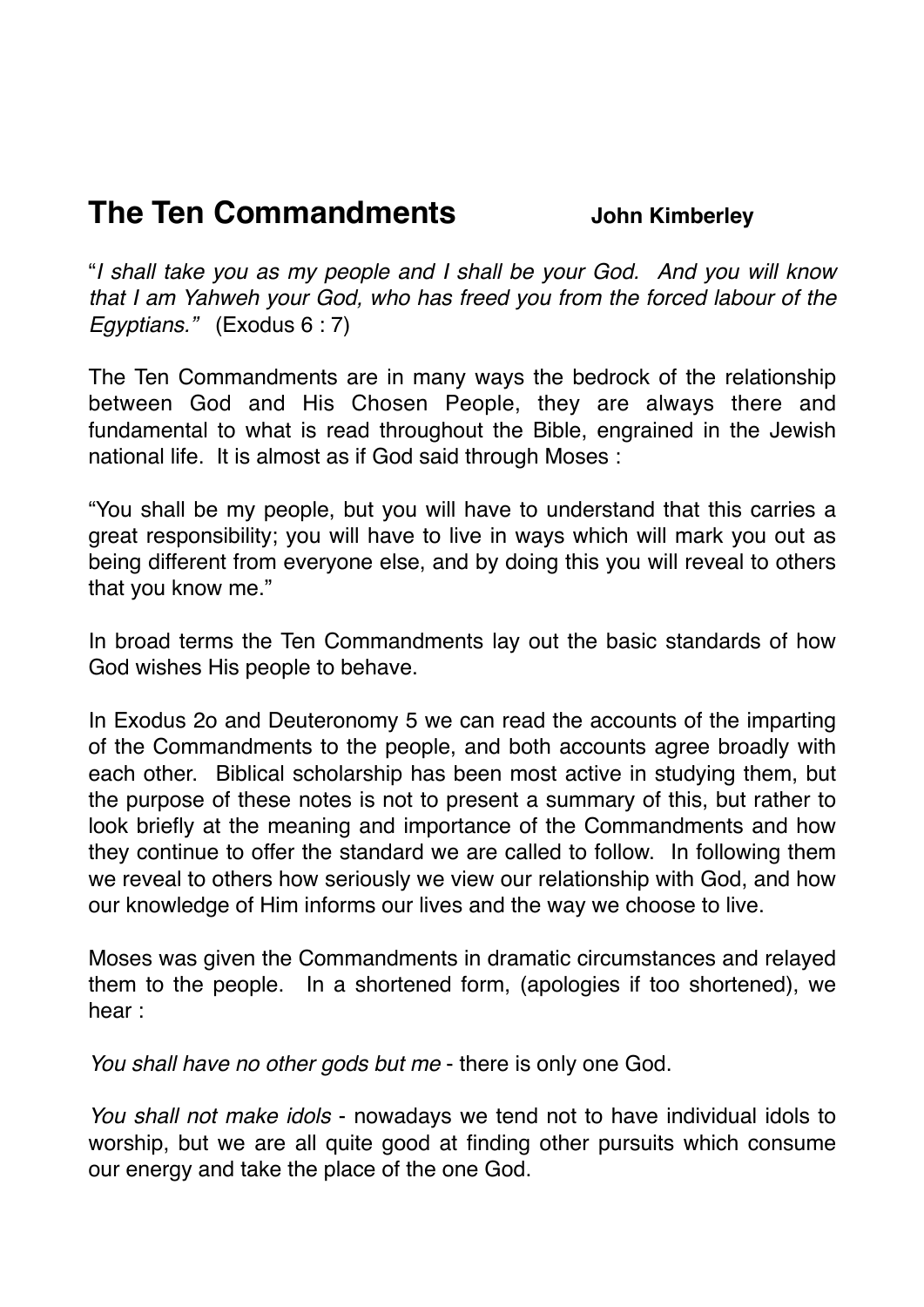# The Ten Commandments **John Kimberley**

"*I shall take you as my people and I shall be your God. And you will know that I am Yahweh your God, who has freed you from the forced labour of the Egyptians."* (Exodus 6 : 7)

The Ten Commandments are in many ways the bedrock of the relationship between God and His Chosen People, they are always there and fundamental to what is read throughout the Bible, engrained in the Jewish national life. It is almost as if God said through Moses :

"You shall be my people, but you will have to understand that this carries a great responsibility; you will have to live in ways which will mark you out as being different from everyone else, and by doing this you will reveal to others that you know me."

In broad terms the Ten Commandments lay out the basic standards of how God wishes His people to behave.

In Exodus 2o and Deuteronomy 5 we can read the accounts of the imparting of the Commandments to the people, and both accounts agree broadly with each other. Biblical scholarship has been most active in studying them, but the purpose of these notes is not to present a summary of this, but rather to look briefly at the meaning and importance of the Commandments and how they continue to offer the standard we are called to follow. In following them we reveal to others how seriously we view our relationship with God, and how our knowledge of Him informs our lives and the way we choose to live.

Moses was given the Commandments in dramatic circumstances and relayed them to the people. In a shortened form, (apologies if too shortened), we hear :

*You shall have no other gods but me* - there is only one God.

*You shall not make idols* - nowadays we tend not to have individual idols to worship, but we are all quite good at finding other pursuits which consume our energy and take the place of the one God.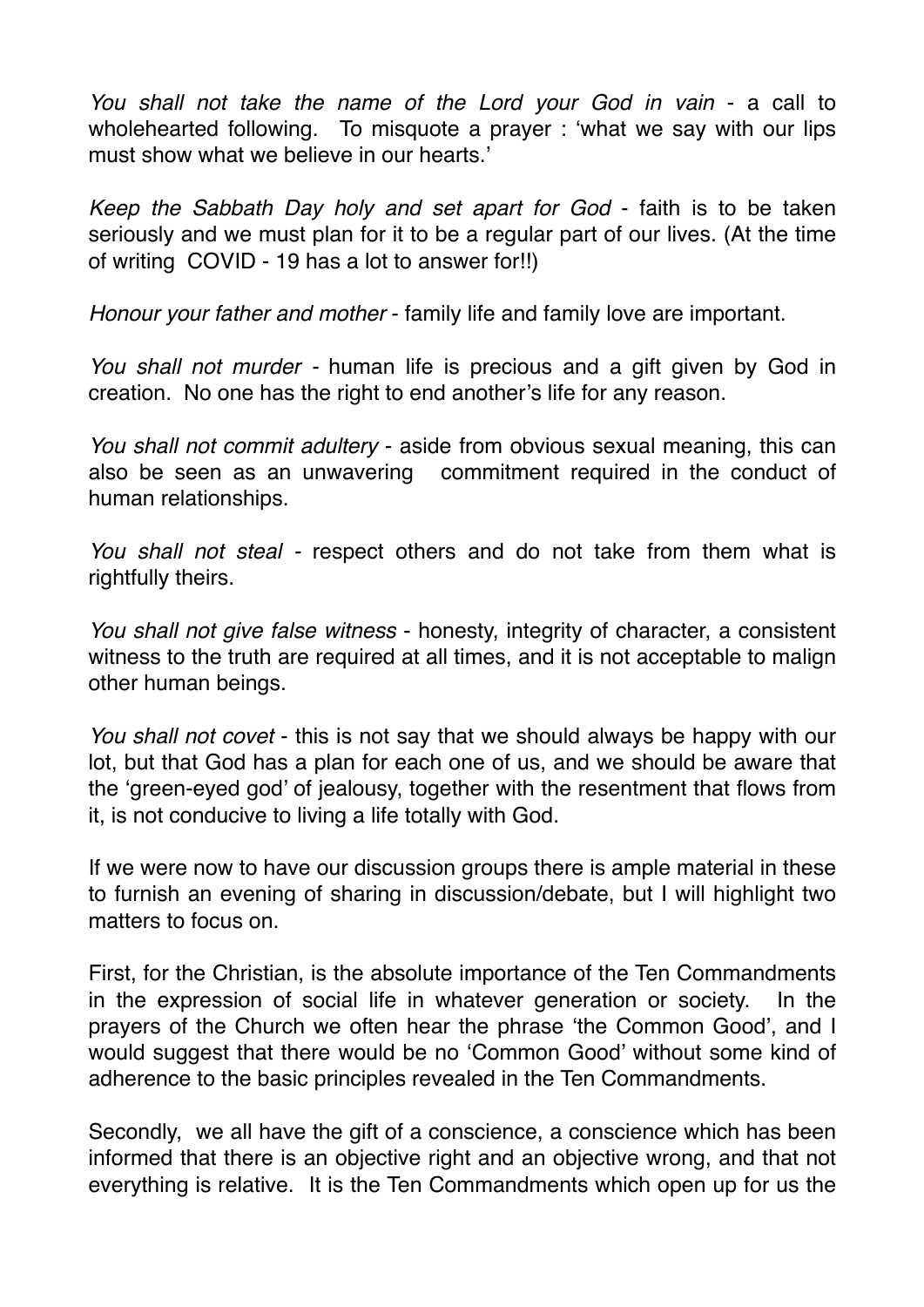*You shall not take the name of the Lord your God in vain* - a call to wholehearted following. To misquote a prayer : 'what we say with our lips must show what we believe in our hearts.'

*Keep the Sabbath Day holy and set apart for God* - faith is to be taken seriously and we must plan for it to be a regular part of our lives. (At the time of writing COVID - 19 has a lot to answer for!!)

*Honour your father and mother* - family life and family love are important.

*You shall not murder* - human life is precious and a gift given by God in creation. No one has the right to end another's life for any reason.

*You shall not commit adultery* - aside from obvious sexual meaning, this can also be seen as an unwavering commitment required in the conduct of human relationships.

*You shall not steal* - respect others and do not take from them what is rightfully theirs.

*You shall not give false witness* - honesty, integrity of character, a consistent witness to the truth are required at all times, and it is not acceptable to malign other human beings.

*You shall not covet* - this is not say that we should always be happy with our lot, but that God has a plan for each one of us, and we should be aware that the 'green-eyed god' of jealousy, together with the resentment that flows from it, is not conducive to living a life totally with God.

If we were now to have our discussion groups there is ample material in these to furnish an evening of sharing in discussion/debate, but I will highlight two matters to focus on.

First, for the Christian, is the absolute importance of the Ten Commandments in the expression of social life in whatever generation or society. In the prayers of the Church we often hear the phrase 'the Common Good', and I would suggest that there would be no 'Common Good' without some kind of adherence to the basic principles revealed in the Ten Commandments.

Secondly, we all have the gift of a conscience, a conscience which has been informed that there is an objective right and an objective wrong, and that not everything is relative. It is the Ten Commandments which open up for us the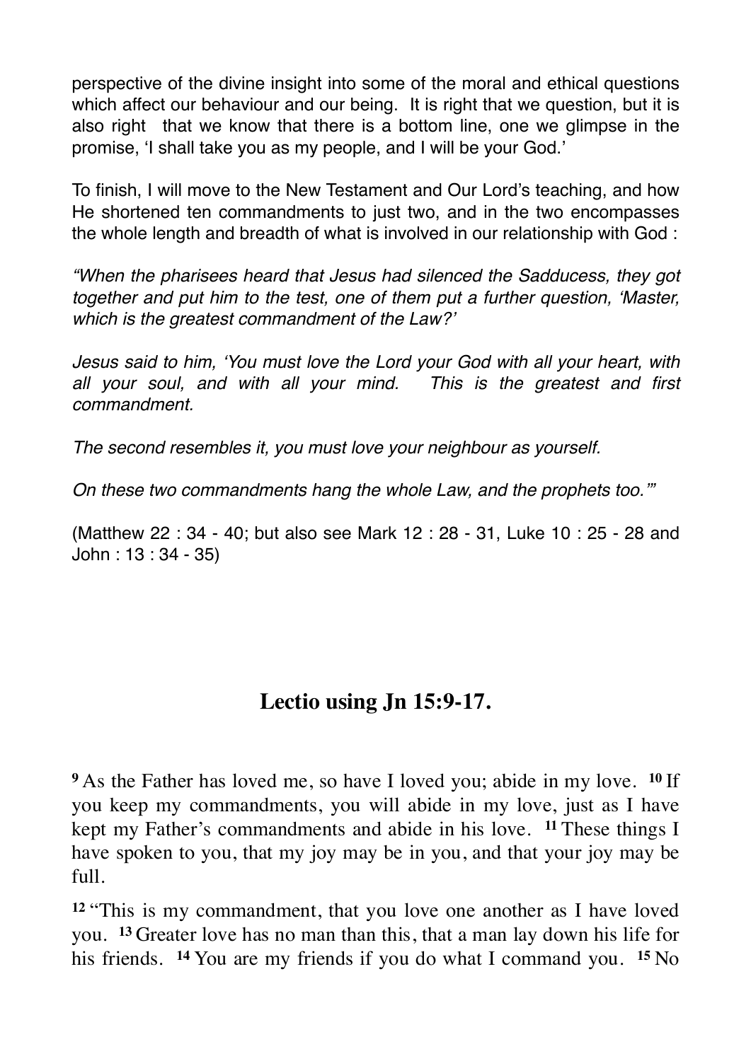perspective of the divine insight into some of the moral and ethical questions which affect our behaviour and our being. It is right that we question, but it is also right that we know that there is a bottom line, one we glimpse in the promise, 'I shall take you as my people, and I will be your God.'

To finish, I will move to the New Testament and Our Lord's teaching, and how He shortened ten commandments to just two, and in the two encompasses the whole length and breadth of what is involved in our relationship with God :

*"When the pharisees heard that Jesus had silenced the Sadducess, they got together and put him to the test, one of them put a further question, 'Master, which is the greatest commandment of the Law?'*

*Jesus said to him, 'You must love the Lord your God with all your heart, with all your soul, and with all your mind. This is the greatest and first commandment.*

*The second resembles it, you must love your neighbour as yourself.*

*On these two commandments hang the whole Law, and the prophets too.'"*

(Matthew 22 : 34 - 40; but also see Mark 12 : 28 - 31, Luke 10 : 25 - 28 and John : 13 : 34 - 35)

## Lectio using Jn 15:9-17.

**9** As the Father has loved me, so have I loved you; abide in my love. **10** If you keep my commandments, you will abide in my love, just as I have kept my Father's commandments and abide in his love. **11** These things I have spoken to you, that my joy may be in you, and that your joy may be full.

**12** "This is my commandment, that you love one another as I have loved you. **13** Greater love has no man than this, that a man lay down his life for his friends. **14** You are my friends if you do what I command you. **15** No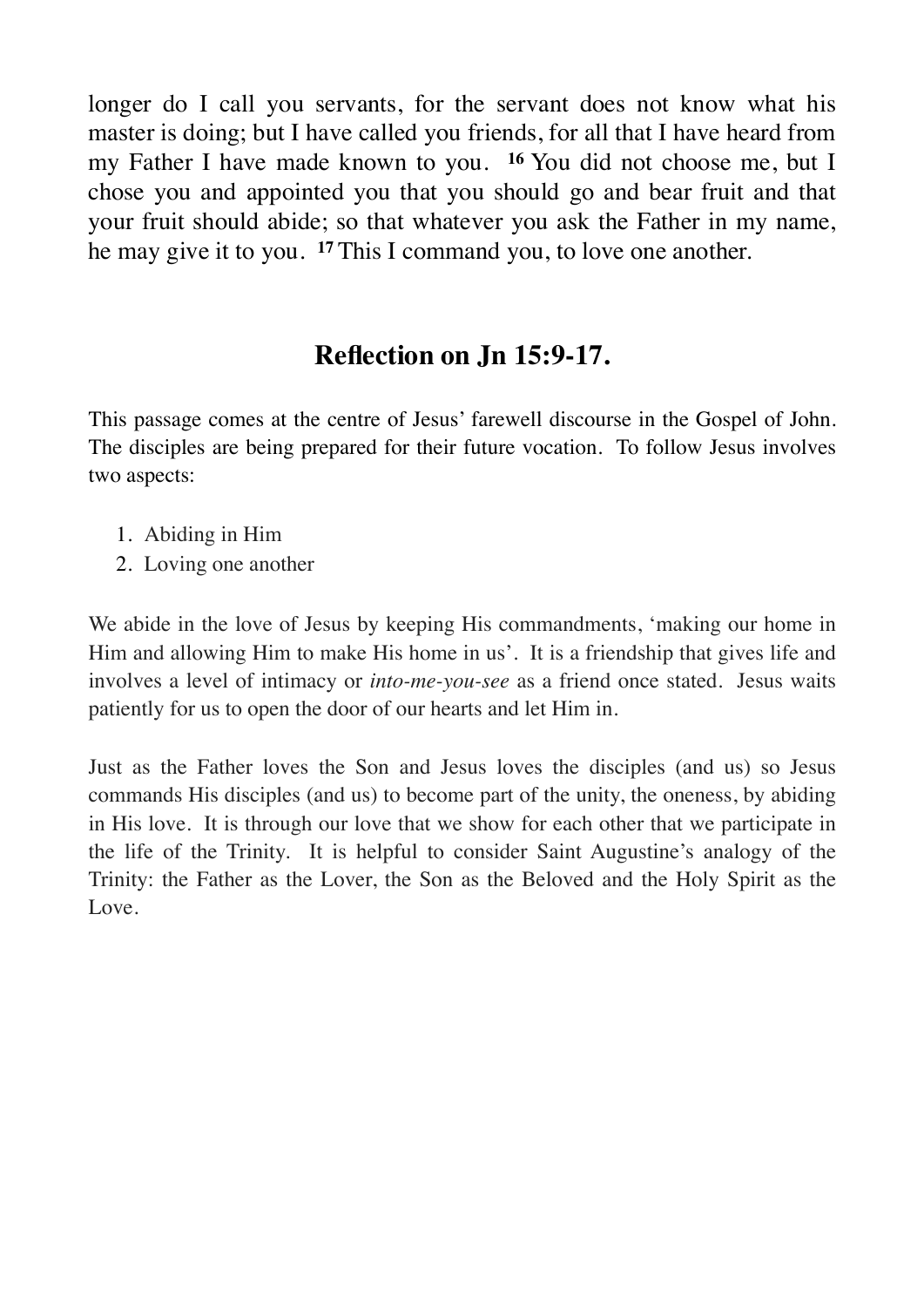longer do I call you servants, for the servant does not know what his master is doing; but I have called you friends, for all that I have heard from my Father I have made known to you. **16** You did not choose me, but I chose you and appointed you that you should go and bear fruit and that your fruit should abide; so that whatever you ask the Father in my name, he may give it to you. **17** This I command you, to love one another.

## Reflection on Jn 15:9-17.

This passage comes at the centre of Jesus' farewell discourse in the Gospel of John. The disciples are being prepared for their future vocation. To follow Jesus involves two aspects:

1. Abiding in Him
2. Loving one another

We abide in the love of Jesus by keeping His commandments, 'making our home in Him and allowing Him to make His home in us'. It is a friendship that gives life and involves a level of intimacy or *into-me-you-see* as a friend once stated. Jesus waits patiently for us to open the door of our hearts and let Him in.

Just as the Father loves the Son and Jesus loves the disciples (and us) so Jesus commands His disciples (and us) to become part of the unity, the oneness, by abiding in His love. It is through our love that we show for each other that we participate in the life of the Trinity. It is helpful to consider Saint Augustine's analogy of the Trinity: the Father as the Lover, the Son as the Beloved and the Holy Spirit as the Love.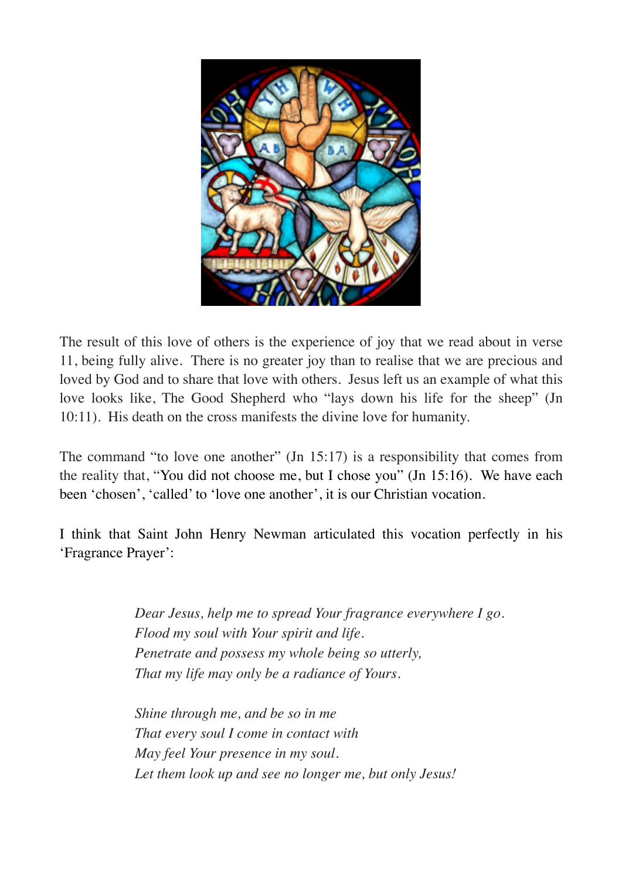The result of this love of others is the experience of joy that we read about in verse 11, being fully alive. There is no greater joy than to realise that we are precious and loved by God and to share that love with others. Jesus left us an example of what this love looks like, The Good Shepherd who "lays down his life for the sheep" (Jn 10:11). His death on the cross manifests the divine love for humanity.

The command "to love one another" (Jn 15:17) is a responsibility that comes from the reality that, "You did not choose me, but I chose you" (Jn 15:16). We have each been 'chosen', 'called' to 'love one another', it is our Christian vocation.

I think that Saint John Henry Newman articulated this vocation perfectly in his 'Fragrance Prayer':

> *Dear Jesus, help me to spread Your fragrance everywhere I go.*
> *Flood my soul with Your spirit and life.*
> *Penetrate and possess my whole being so utterly,*
> *That my life may only be a radiance of Yours.*
>
> *Shine through me, and be so in me*
> *That every soul I come in contact with*
> *May feel Your presence in my soul.*
> *Let them look up and see no longer me, but only Jesus!*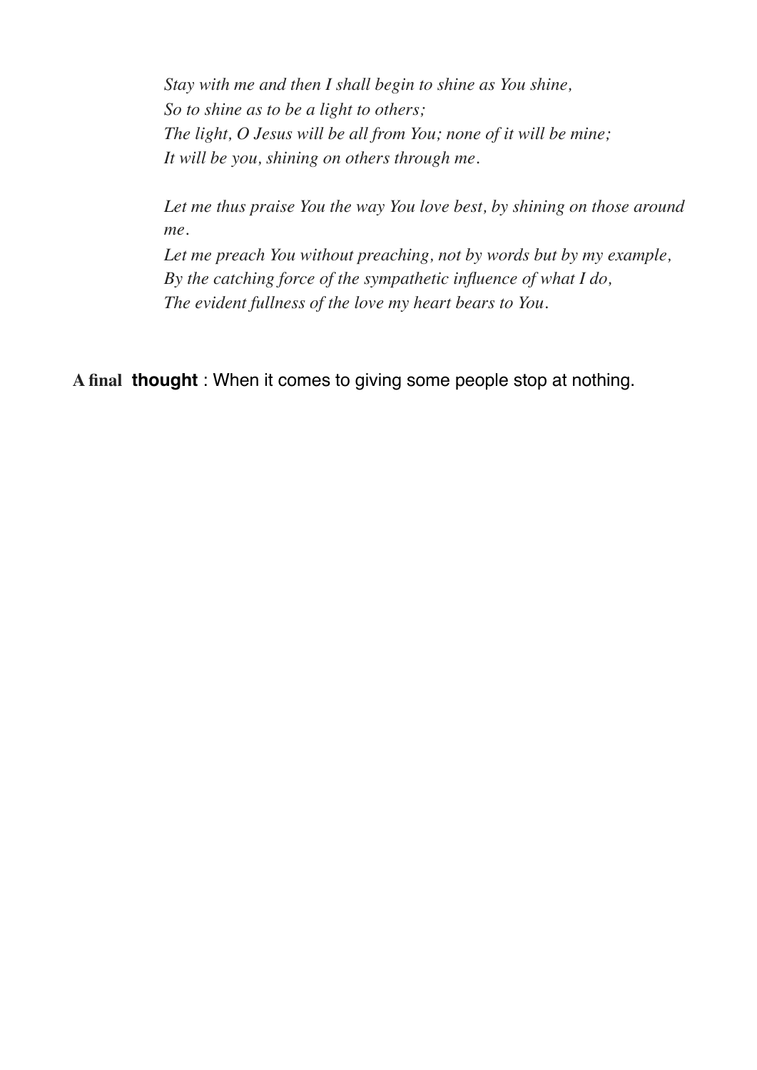*Stay with me and then I shall begin to shine as You shine,*
*So to shine as to be a light to others;*
*The light, O Jesus will be all from You; none of it will be mine;*
*It will be you, shining on others through me.*

*Let me thus praise You the way You love best, by shining on those around me.*
*Let me preach You without preaching, not by words but by my example,*
*By the catching force of the sympathetic influence of what I do,*
*The evident fullness of the love my heart bears to You.*

**A final thought** : When it comes to giving some people stop at nothing.